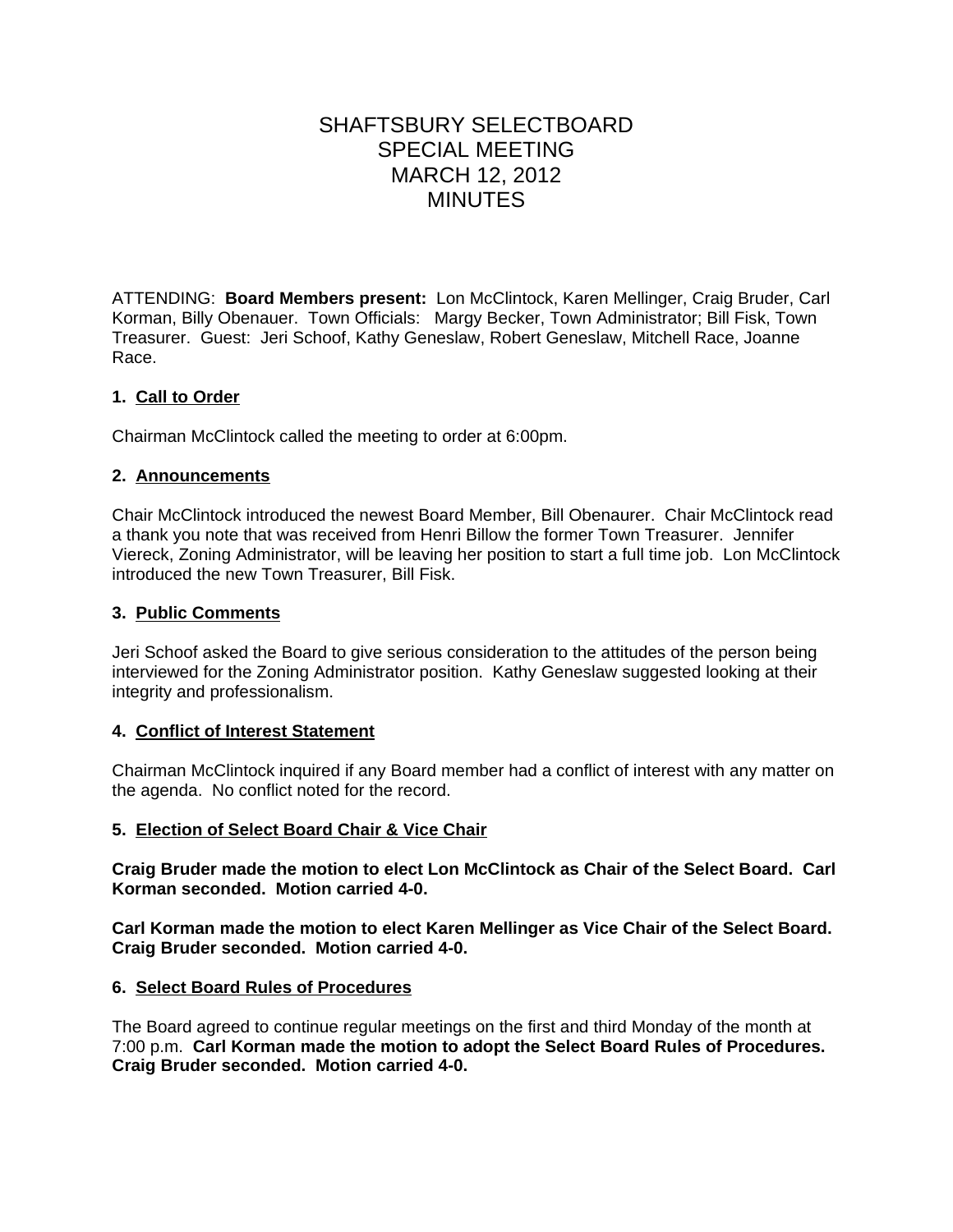# SHAFTSBURY SELECTBOARD
# SPECIAL MEETING
# MARCH 12, 2012
# MINUTES

ATTENDING: **Board Members present:** Lon McClintock, Karen Mellinger, Craig Bruder, Carl Korman, Billy Obenauer. Town Officials: Margy Becker, Town Administrator; Bill Fisk, Town Treasurer. Guest: Jeri Schoof, Kathy Geneslaw, Robert Geneslaw, Mitchell Race, Joanne Race.

**1. <u>Call to Order</u>**

Chairman McClintock called the meeting to order at 6:00pm.

**2. <u>Announcements</u>**

Chair McClintock introduced the newest Board Member, Bill Obenaurer. Chair McClintock read a thank you note that was received from Henri Billow the former Town Treasurer. Jennifer Viereck, Zoning Administrator, will be leaving her position to start a full time job. Lon McClintock introduced the new Town Treasurer, Bill Fisk.

**3. <u>Public Comments</u>**

Jeri Schoof asked the Board to give serious consideration to the attitudes of the person being interviewed for the Zoning Administrator position. Kathy Geneslaw suggested looking at their integrity and professionalism.

**4. <u>Conflict of Interest Statement</u>**

Chairman McClintock inquired if any Board member had a conflict of interest with any matter on the agenda. No conflict noted for the record.

**5. <u>Election of Select Board Chair & Vice Chair</u>**

**Craig Bruder made the motion to elect Lon McClintock as Chair of the Select Board. Carl Korman seconded. Motion carried 4-0.**

**Carl Korman made the motion to elect Karen Mellinger as Vice Chair of the Select Board. Craig Bruder seconded. Motion carried 4-0.**

**6. <u>Select Board Rules of Procedures</u>**

The Board agreed to continue regular meetings on the first and third Monday of the month at 7:00 p.m. **Carl Korman made the motion to adopt the Select Board Rules of Procedures. Craig Bruder seconded. Motion carried 4-0.**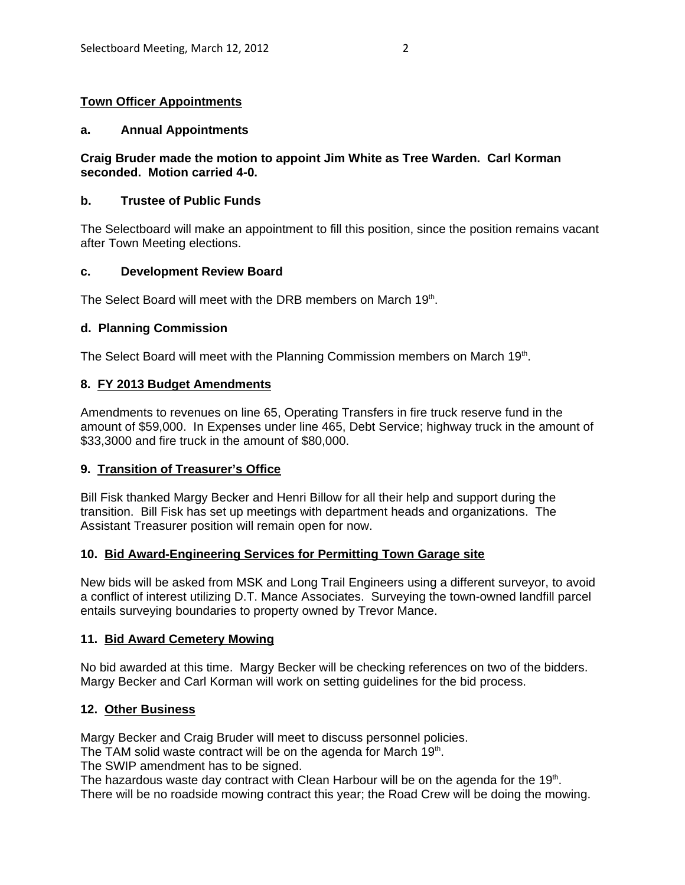**Town Officer Appointments**

**a. Annual Appointments**

**Craig Bruder made the motion to appoint Jim White as Tree Warden. Carl Korman seconded. Motion carried 4-0.**

**b. Trustee of Public Funds**

The Selectboard will make an appointment to fill this position, since the position remains vacant after Town Meeting elections.

**c. Development Review Board**

The Select Board will meet with the DRB members on March 19th.

**d. Planning Commission**

The Select Board will meet with the Planning Commission members on March 19th.

**8. FY 2013 Budget Amendments**

Amendments to revenues on line 65, Operating Transfers in fire truck reserve fund in the amount of $59,000. In Expenses under line 465, Debt Service; highway truck in the amount of $33,3000 and fire truck in the amount of $80,000.

**9. Transition of Treasurer's Office**

Bill Fisk thanked Margy Becker and Henri Billow for all their help and support during the transition. Bill Fisk has set up meetings with department heads and organizations. The Assistant Treasurer position will remain open for now.

**10. Bid Award-Engineering Services for Permitting Town Garage site**

New bids will be asked from MSK and Long Trail Engineers using a different surveyor, to avoid a conflict of interest utilizing D.T. Mance Associates. Surveying the town-owned landfill parcel entails surveying boundaries to property owned by Trevor Mance.

**11. Bid Award Cemetery Mowing**

No bid awarded at this time. Margy Becker will be checking references on two of the bidders. Margy Becker and Carl Korman will work on setting guidelines for the bid process.

**12. Other Business**

Margy Becker and Craig Bruder will meet to discuss personnel policies.
The TAM solid waste contract will be on the agenda for March 19th.
The SWIP amendment has to be signed.
The hazardous waste day contract with Clean Harbour will be on the agenda for the 19th.
There will be no roadside mowing contract this year; the Road Crew will be doing the mowing.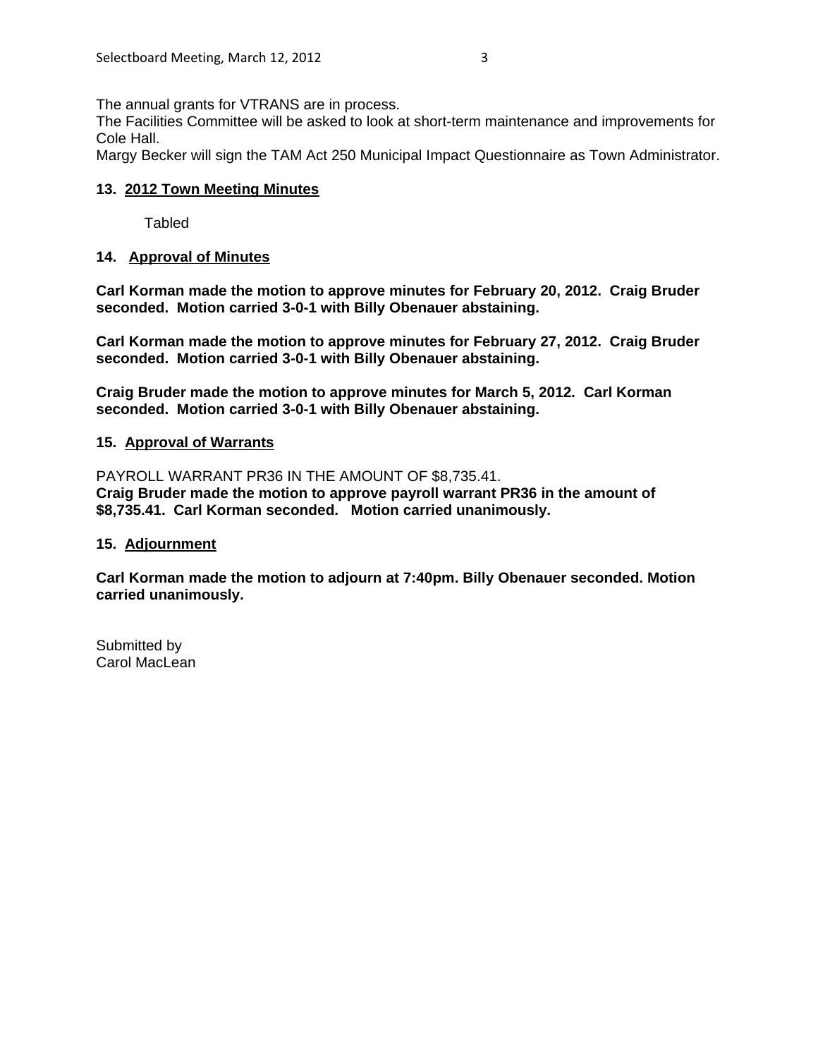The annual grants for VTRANS are in process.
The Facilities Committee will be asked to look at short-term maintenance and improvements for Cole Hall.
Margy Becker will sign the TAM Act 250 Municipal Impact Questionnaire as Town Administrator.

**13. <u>2012 Town Meeting Minutes</u>**

Tabled

**14. <u>Approval of Minutes</u>**

**Carl Korman made the motion to approve minutes for February 20, 2012. Craig Bruder seconded. Motion carried 3-0-1 with Billy Obenauer abstaining.**

**Carl Korman made the motion to approve minutes for February 27, 2012. Craig Bruder seconded. Motion carried 3-0-1 with Billy Obenauer abstaining.**

**Craig Bruder made the motion to approve minutes for March 5, 2012. Carl Korman seconded. Motion carried 3-0-1 with Billy Obenauer abstaining.**

**15. <u>Approval of Warrants</u>**

PAYROLL WARRANT PR36 IN THE AMOUNT OF $8,735.41.
**Craig Bruder made the motion to approve payroll warrant PR36 in the amount of $8,735.41. Carl Korman seconded. Motion carried unanimously.**

**15. <u>Adjournment</u>**

**Carl Korman made the motion to adjourn at 7:40pm. Billy Obenauer seconded. Motion carried unanimously.**

Submitted by
Carol MacLean